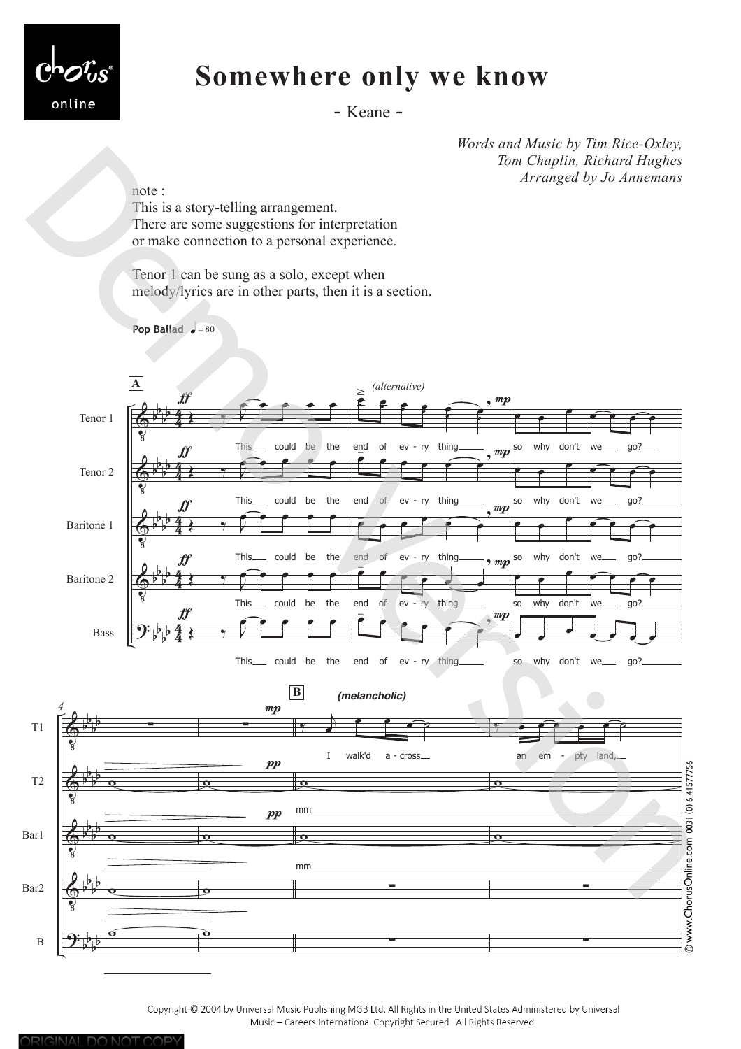# Somewhere only we know

- Keane -

*Words and Music by Tim Rice-Oxley,*
*Tom Chaplin, Richard Hughes*
*Arranged by Jo Annemans*

note :
This is a story-telling arrangement.
There are some suggestions for interpretation
or make connection to a personal experience.

Tenor 1 can be sung as a solo, except when
melody/lyrics are in other parts, then it is a section.

**Pop Ballad** ♩ = 80

Copyright © 2004 by Universal Music Publishing MGB Ltd. All Rights in the United States Administered by Universal Music – Careers International Copyright Secured All Rights Reserved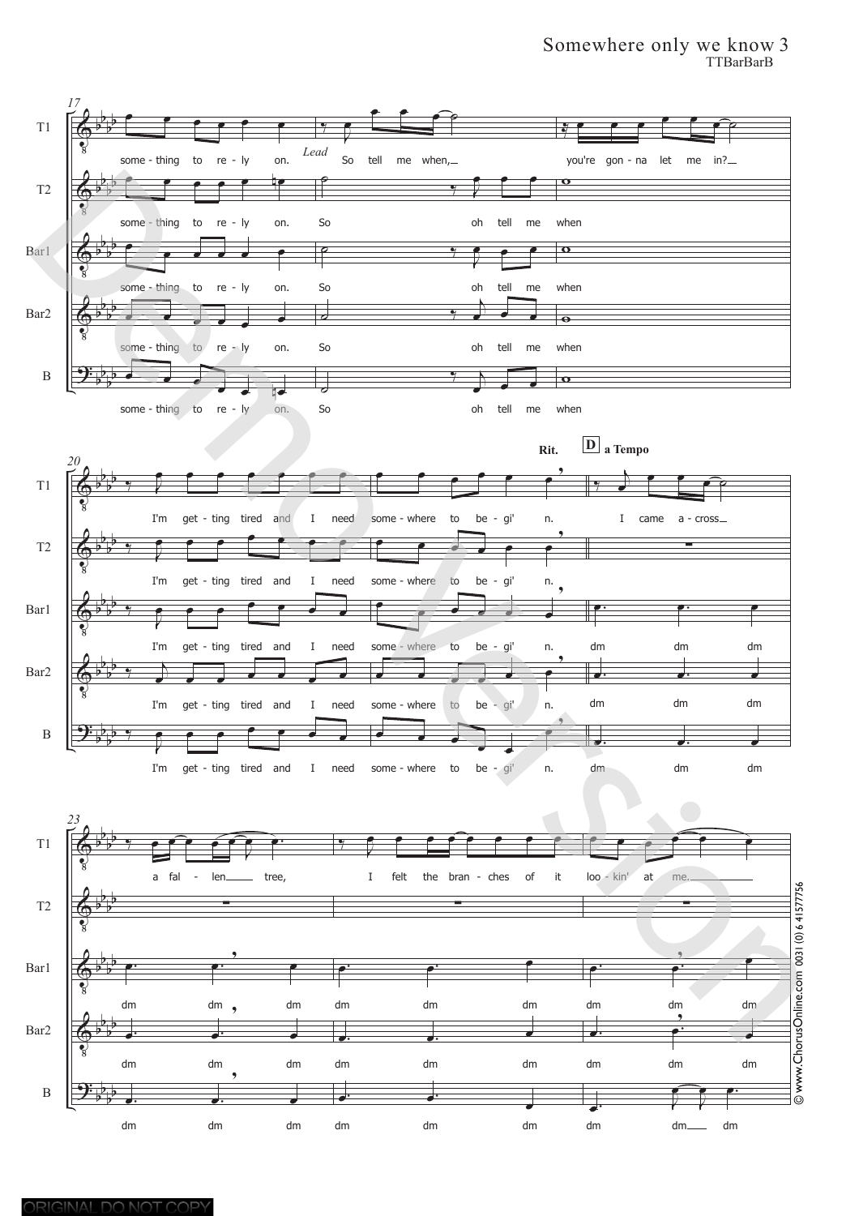**17**

T1: some - thing to re - ly on. *Lead* So tell me when, you're gon - na let me in?

T2: some - thing to re - ly on. So oh tell me when

Bar1: some - thing to re - ly on. So oh tell me when

Bar2: some - thing to re - ly on. So oh tell me when

B: some - thing to re - ly on. So oh tell me when

**20** — **Rit.** — **D** **a Tempo**

T1: I'm get - ting tired and I need some - where to be - gi' n. I came a - cross

T2: I'm get - ting tired and I need some - where to be - gi' n.

Bar1: I'm get - ting tired and I need some - where to be - gi' n. dm dm dm

Bar2: I'm get - ting tired and I need some - where to be - gi' n. dm dm dm

B: I'm get - ting tired and I need some - where to be - gi' n. dm dm dm

**23**

T1: a fal - len tree, I felt the bran - ches of it loo - kin' at me.

T2:

Bar1: dm dm dm dm dm dm dm dm dm

Bar2: dm dm dm dm dm dm dm dm dm

B: dm dm dm dm dm dm dm dm dm

© www.ChorusOnline.com 0031 (0) 6 41577756

ORIGINAL DO NOT COPY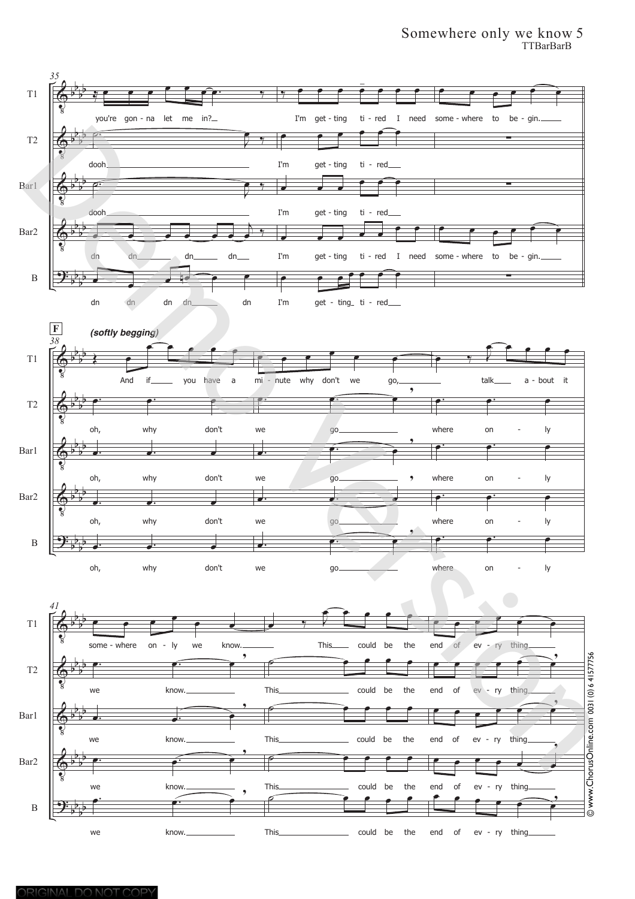Somewhere only we know 5
TTBarBarB

**F**

*(softly begging)*

T1: you're gon - na let me in? I'm get - ting ti - red I need some - where to be - gin. And if you have a mi - nute why don't we go, talk a - bout it some - where on - ly we know. This could be the end of ev - ry thing

T2: dooh I'm get - ting ti - red oh, why don't we go where on - ly we know. This could be the end of ev - ry thing

Bar1: dooh I'm get - ting ti - red oh, why don't we go where on - ly we know. This could be the end of ev - ry thing

Bar2: dn dn dn dn I'm get - ting ti - red I need some - where to be - gin. oh, why don't we go where on - ly we know. This could be the end of ev - ry thing

B: dn dn dn dn dn I'm get - ting ti - red oh, why don't we go where on - ly we know. This could be the end of ev - ry thing

© www.ChorusOnline.com 0031 (0) 6 41577756

ORIGINAL DO NOT COPY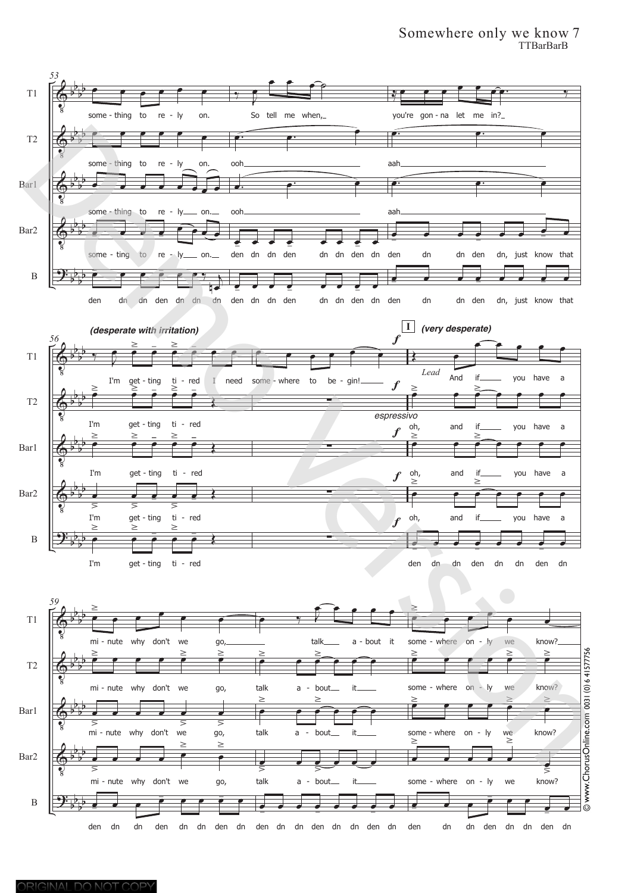**53**

T1: some - thing to re - ly on. So tell me when, you're gon - na let me in?

T2: some - thing to re - ly on. ooh aah

Bar1: some - thing to re - ly on. ooh aah

Bar2: some - ting to re - ly on. den dn dn den dn dn den dn den dn dn den dn, just know that

B: den dn dn den dn dn dn den dn dn den dn dn den dn den dn dn den dn, just know that

**56** *(desperate with irritation)*

T1: I'm get - ting ti - red I need some - where to be - gin!

T2: I'm get - ting ti - red

Bar1: I'm get - ting ti - red

Bar2: I'm get - ting ti - red

B: I'm get - ting ti - red

**I** *(very desperate)* *f*

T1 (*Lead*): And if you have a

T2 (*espressivo*): oh, and if you have a

Bar1: oh, and if you have a

Bar2: oh, and if you have a

B: den dn dn den dn dn den dn

**59**

T1: mi - nute why don't we go, talk a - bout it some - where on - ly we know?

T2: mi - nute why don't we go, talk a - bout it some - where on - ly we know?

Bar1: mi - nute why don't we go, talk a - bout it some - where on - ly we know?

Bar2: mi - nute why don't we go, talk a - bout it some - where on - ly we know?

B: den dn dn den dn dn den dn den dn dn den dn dn den dn den dn dn den dn dn den dn

© www.ChorusOnline.com 0031 (0) 6 41577756

ORIGINAL DO NOT COPY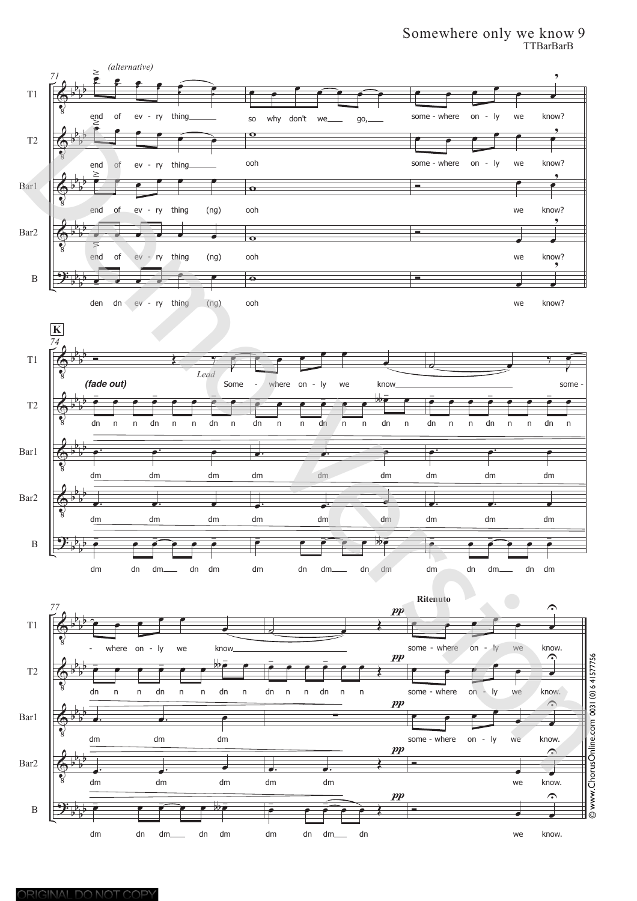Somewhere only we know 9
TTBarBarB

(alternative)

T1: end of ev - ry thing so why don't we go, some - where on - ly we know?

T2: end of ev - ry thing ooh some - where on - ly we know?

Bar1: end of ev - ry thing (ng) ooh we know?

Bar2: end of ev - ry thing (ng) ooh we know?

B: den dn ev - ry thing (ng) ooh we know?

K

T1: (fade out) Lead Some - where on - ly we know some - where on - ly we know some - where on - ly we know.

T2: dn n n dn n n dn n dn n n dn n n dn n dn n n dn n n dn n dn n n dn n n dn n dn n n dn n n some - where on - ly we know.

Bar1: dm dm dm dm dm dm dm dm dm dm dm dm some - where on - ly we know.

Bar2: dm dm dm dm dm dm dm dm dm dm dm dm dm dm we know.

B: dm dn dm dn dm dm dn dm dn dm dm dn dm dn dm dm dn dm dn dm dm dn dm dn we know.

Ritenuto

pp